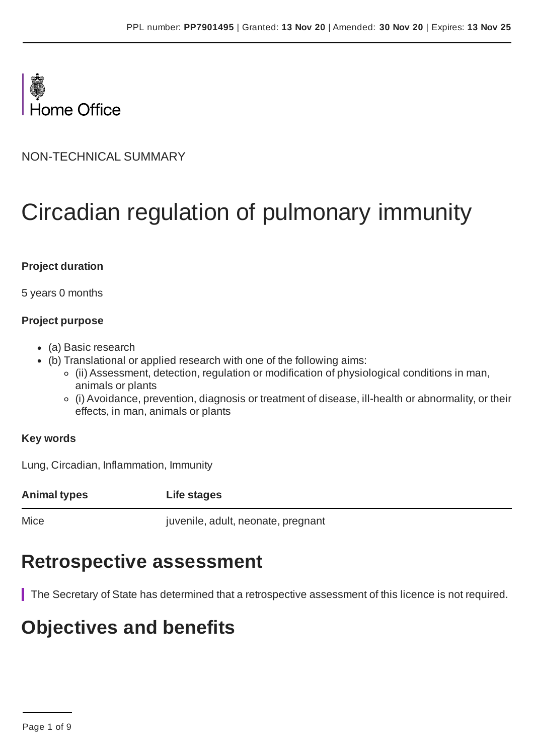Home Office

NON-TECHNICAL SUMMARY

# Circadian regulation of pulmonary immunity

**Project duration**

5 years 0 months

**Project purpose**

- (a) Basic research
- (b) Translational or applied research with one of the following aims:
  - (ii) Assessment, detection, regulation or modification of physiological conditions in man, animals or plants
  - (i) Avoidance, prevention, diagnosis or treatment of disease, ill-health or abnormality, or their effects, in man, animals or plants

**Key words**

Lung, Circadian, Inflammation, Immunity

| Animal types | Life stages |
| --- | --- |
| Mice | juvenile, adult, neonate, pregnant |

## Retrospective assessment

The Secretary of State has determined that a retrospective assessment of this licence is not required.

## Objectives and benefits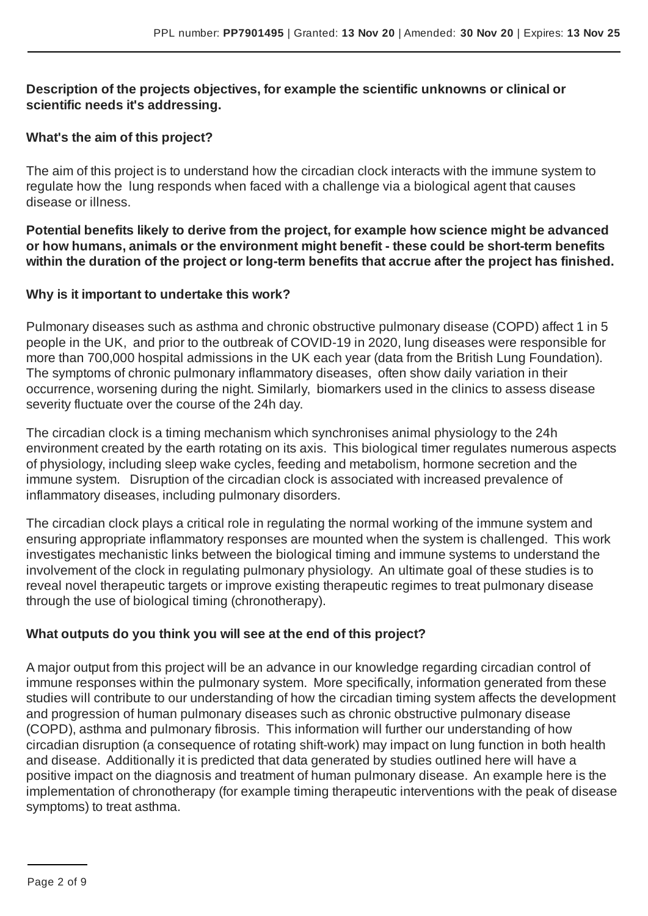**Description of the projects objectives, for example the scientific unknowns or clinical or scientific needs it's addressing.**

**What's the aim of this project?**

The aim of this project is to understand how the circadian clock interacts with the immune system to regulate how the lung responds when faced with a challenge via a biological agent that causes disease or illness.

**Potential benefits likely to derive from the project, for example how science might be advanced or how humans, animals or the environment might benefit - these could be short-term benefits within the duration of the project or long-term benefits that accrue after the project has finished.**

**Why is it important to undertake this work?**

Pulmonary diseases such as asthma and chronic obstructive pulmonary disease (COPD) affect 1 in 5 people in the UK, and prior to the outbreak of COVID-19 in 2020, lung diseases were responsible for more than 700,000 hospital admissions in the UK each year (data from the British Lung Foundation). The symptoms of chronic pulmonary inflammatory diseases, often show daily variation in their occurrence, worsening during the night. Similarly, biomarkers used in the clinics to assess disease severity fluctuate over the course of the 24h day.

The circadian clock is a timing mechanism which synchronises animal physiology to the 24h environment created by the earth rotating on its axis. This biological timer regulates numerous aspects of physiology, including sleep wake cycles, feeding and metabolism, hormone secretion and the immune system. Disruption of the circadian clock is associated with increased prevalence of inflammatory diseases, including pulmonary disorders.

The circadian clock plays a critical role in regulating the normal working of the immune system and ensuring appropriate inflammatory responses are mounted when the system is challenged. This work investigates mechanistic links between the biological timing and immune systems to understand the involvement of the clock in regulating pulmonary physiology. An ultimate goal of these studies is to reveal novel therapeutic targets or improve existing therapeutic regimes to treat pulmonary disease through the use of biological timing (chronotherapy).

**What outputs do you think you will see at the end of this project?**

A major output from this project will be an advance in our knowledge regarding circadian control of immune responses within the pulmonary system. More specifically, information generated from these studies will contribute to our understanding of how the circadian timing system affects the development and progression of human pulmonary diseases such as chronic obstructive pulmonary disease (COPD), asthma and pulmonary fibrosis. This information will further our understanding of how circadian disruption (a consequence of rotating shift-work) may impact on lung function in both health and disease. Additionally it is predicted that data generated by studies outlined here will have a positive impact on the diagnosis and treatment of human pulmonary disease. An example here is the implementation of chronotherapy (for example timing therapeutic interventions with the peak of disease symptoms) to treat asthma.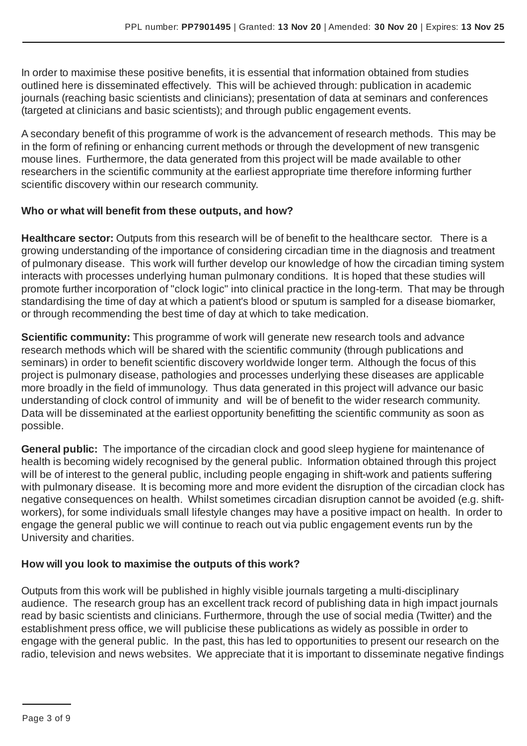In order to maximise these positive benefits, it is essential that information obtained from studies outlined here is disseminated effectively. This will be achieved through: publication in academic journals (reaching basic scientists and clinicians); presentation of data at seminars and conferences (targeted at clinicians and basic scientists); and through public engagement events.

A secondary benefit of this programme of work is the advancement of research methods. This may be in the form of refining or enhancing current methods or through the development of new transgenic mouse lines. Furthermore, the data generated from this project will be made available to other researchers in the scientific community at the earliest appropriate time therefore informing further scientific discovery within our research community.

**Who or what will benefit from these outputs, and how?**

**Healthcare sector:** Outputs from this research will be of benefit to the healthcare sector. There is a growing understanding of the importance of considering circadian time in the diagnosis and treatment of pulmonary disease. This work will further develop our knowledge of how the circadian timing system interacts with processes underlying human pulmonary conditions. It is hoped that these studies will promote further incorporation of "clock logic" into clinical practice in the long-term. That may be through standardising the time of day at which a patient's blood or sputum is sampled for a disease biomarker, or through recommending the best time of day at which to take medication.

**Scientific community:** This programme of work will generate new research tools and advance research methods which will be shared with the scientific community (through publications and seminars) in order to benefit scientific discovery worldwide longer term. Although the focus of this project is pulmonary disease, pathologies and processes underlying these diseases are applicable more broadly in the field of immunology. Thus data generated in this project will advance our basic understanding of clock control of immunity and will be of benefit to the wider research community. Data will be disseminated at the earliest opportunity benefitting the scientific community as soon as possible.

**General public:** The importance of the circadian clock and good sleep hygiene for maintenance of health is becoming widely recognised by the general public. Information obtained through this project will be of interest to the general public, including people engaging in shift-work and patients suffering with pulmonary disease. It is becoming more and more evident the disruption of the circadian clock has negative consequences on health. Whilst sometimes circadian disruption cannot be avoided (e.g. shift-workers), for some individuals small lifestyle changes may have a positive impact on health. In order to engage the general public we will continue to reach out via public engagement events run by the University and charities.

**How will you look to maximise the outputs of this work?**

Outputs from this work will be published in highly visible journals targeting a multi-disciplinary audience. The research group has an excellent track record of publishing data in high impact journals read by basic scientists and clinicians. Furthermore, through the use of social media (Twitter) and the establishment press office, we will publicise these publications as widely as possible in order to engage with the general public. In the past, this has led to opportunities to present our research on the radio, television and news websites. We appreciate that it is important to disseminate negative findings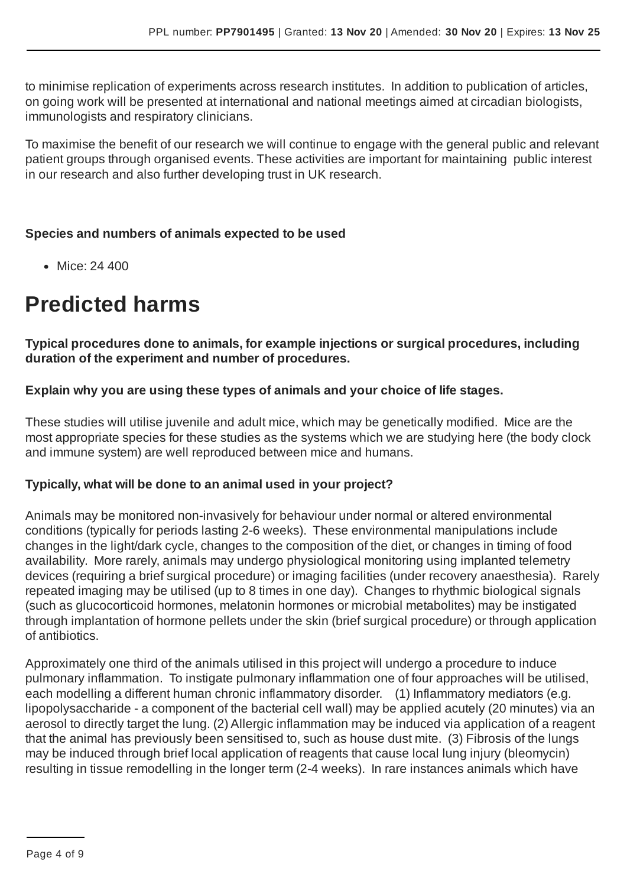to minimise replication of experiments across research institutes. In addition to publication of articles, on going work will be presented at international and national meetings aimed at circadian biologists, immunologists and respiratory clinicians.

To maximise the benefit of our research we will continue to engage with the general public and relevant patient groups through organised events. These activities are important for maintaining public interest in our research and also further developing trust in UK research.

**Species and numbers of animals expected to be used**

- Mice: 24 400

# Predicted harms

**Typical procedures done to animals, for example injections or surgical procedures, including duration of the experiment and number of procedures.**

**Explain why you are using these types of animals and your choice of life stages.**

These studies will utilise juvenile and adult mice, which may be genetically modified. Mice are the most appropriate species for these studies as the systems which we are studying here (the body clock and immune system) are well reproduced between mice and humans.

**Typically, what will be done to an animal used in your project?**

Animals may be monitored non-invasively for behaviour under normal or altered environmental conditions (typically for periods lasting 2-6 weeks). These environmental manipulations include changes in the light/dark cycle, changes to the composition of the diet, or changes in timing of food availability. More rarely, animals may undergo physiological monitoring using implanted telemetry devices (requiring a brief surgical procedure) or imaging facilities (under recovery anaesthesia). Rarely repeated imaging may be utilised (up to 8 times in one day). Changes to rhythmic biological signals (such as glucocorticoid hormones, melatonin hormones or microbial metabolites) may be instigated through implantation of hormone pellets under the skin (brief surgical procedure) or through application of antibiotics.

Approximately one third of the animals utilised in this project will undergo a procedure to induce pulmonary inflammation. To instigate pulmonary inflammation one of four approaches will be utilised, each modelling a different human chronic inflammatory disorder. (1) Inflammatory mediators (e.g. lipopolysaccharide - a component of the bacterial cell wall) may be applied acutely (20 minutes) via an aerosol to directly target the lung. (2) Allergic inflammation may be induced via application of a reagent that the animal has previously been sensitised to, such as house dust mite. (3) Fibrosis of the lungs may be induced through brief local application of reagents that cause local lung injury (bleomycin) resulting in tissue remodelling in the longer term (2-4 weeks). In rare instances animals which have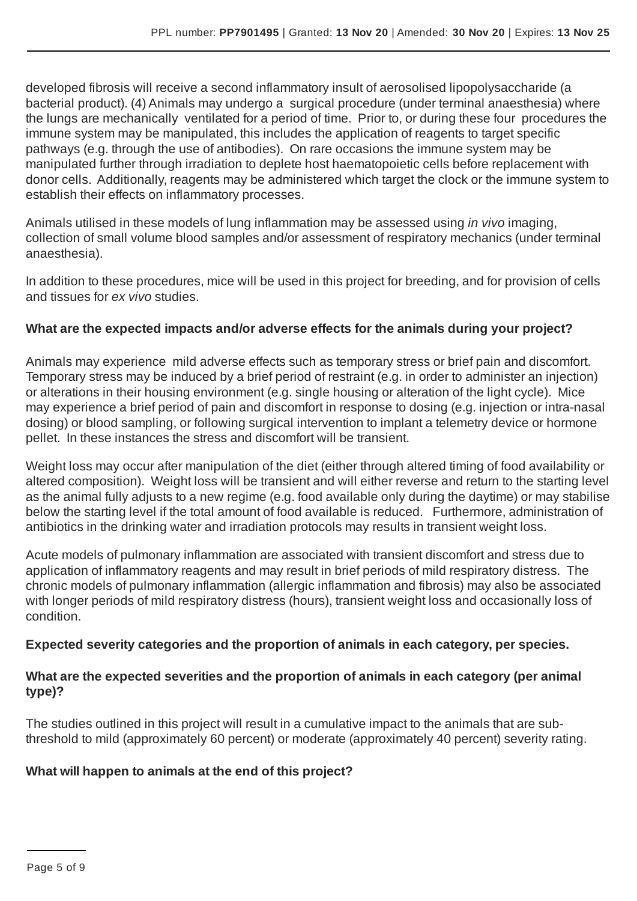developed fibrosis will receive a second inflammatory insult of aerosolised lipopolysaccharide (a bacterial product). (4) Animals may undergo a surgical procedure (under terminal anaesthesia) where the lungs are mechanically ventilated for a period of time. Prior to, or during these four procedures the immune system may be manipulated, this includes the application of reagents to target specific pathways (e.g. through the use of antibodies). On rare occasions the immune system may be manipulated further through irradiation to deplete host haematopoietic cells before replacement with donor cells. Additionally, reagents may be administered which target the clock or the immune system to establish their effects on inflammatory processes.

Animals utilised in these models of lung inflammation may be assessed using *in vivo* imaging, collection of small volume blood samples and/or assessment of respiratory mechanics (under terminal anaesthesia).

In addition to these procedures, mice will be used in this project for breeding, and for provision of cells and tissues for *ex vivo* studies.

**What are the expected impacts and/or adverse effects for the animals during your project?**

Animals may experience mild adverse effects such as temporary stress or brief pain and discomfort. Temporary stress may be induced by a brief period of restraint (e.g. in order to administer an injection) or alterations in their housing environment (e.g. single housing or alteration of the light cycle). Mice may experience a brief period of pain and discomfort in response to dosing (e.g. injection or intra-nasal dosing) or blood sampling, or following surgical intervention to implant a telemetry device or hormone pellet. In these instances the stress and discomfort will be transient.

Weight loss may occur after manipulation of the diet (either through altered timing of food availability or altered composition). Weight loss will be transient and will either reverse and return to the starting level as the animal fully adjusts to a new regime (e.g. food available only during the daytime) or may stabilise below the starting level if the total amount of food available is reduced. Furthermore, administration of antibiotics in the drinking water and irradiation protocols may results in transient weight loss.

Acute models of pulmonary inflammation are associated with transient discomfort and stress due to application of inflammatory reagents and may result in brief periods of mild respiratory distress. The chronic models of pulmonary inflammation (allergic inflammation and fibrosis) may also be associated with longer periods of mild respiratory distress (hours), transient weight loss and occasionally loss of condition.

**Expected severity categories and the proportion of animals in each category, per species.**

**What are the expected severities and the proportion of animals in each category (per animal type)?**

The studies outlined in this project will result in a cumulative impact to the animals that are sub-threshold to mild (approximately 60 percent) or moderate (approximately 40 percent) severity rating.

**What will happen to animals at the end of this project?**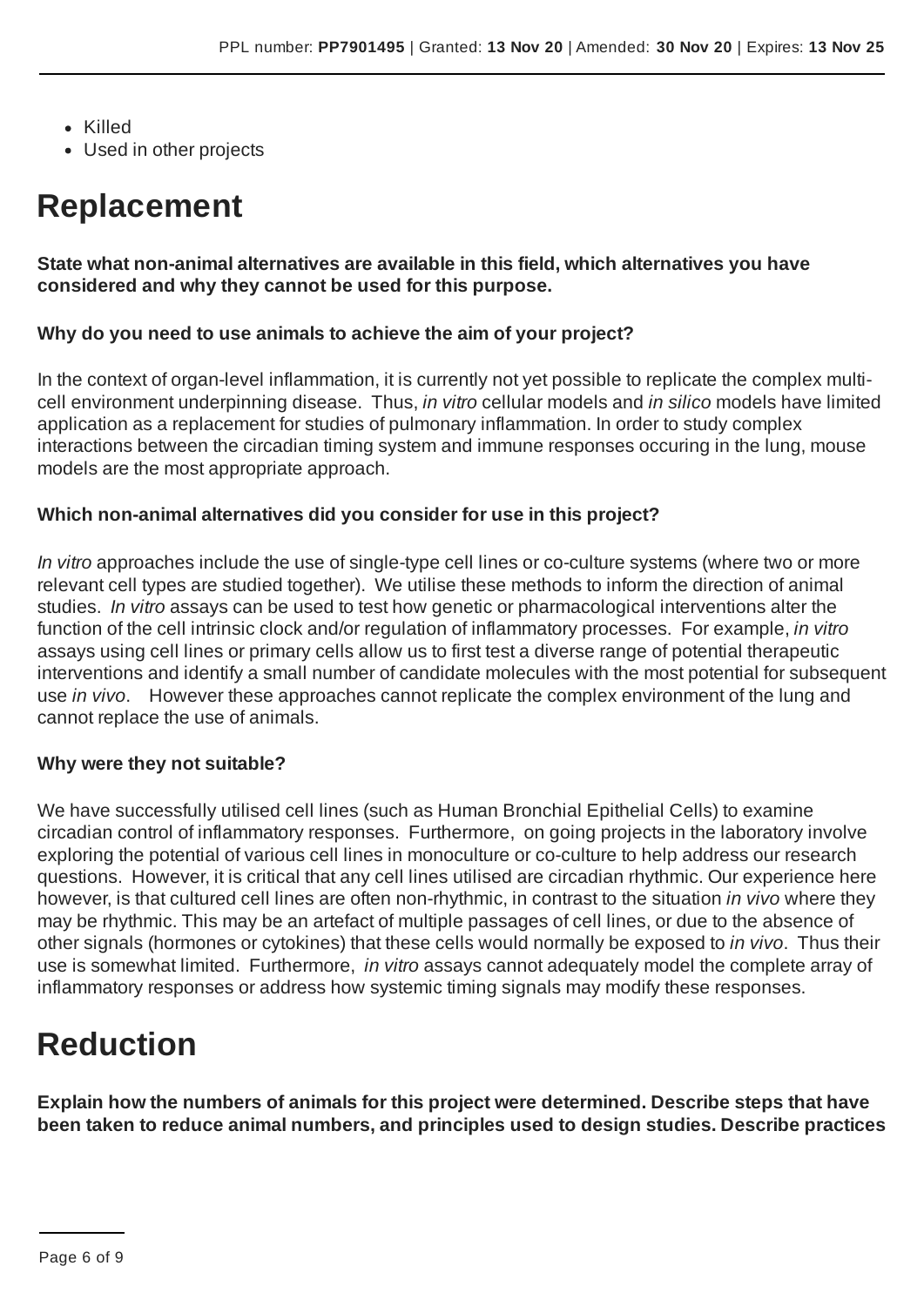- Killed
- Used in other projects

# Replacement

**State what non-animal alternatives are available in this field, which alternatives you have considered and why they cannot be used for this purpose.**

**Why do you need to use animals to achieve the aim of your project?**

In the context of organ-level inflammation, it is currently not yet possible to replicate the complex multi-cell environment underpinning disease. Thus, *in vitro* cellular models and *in silico* models have limited application as a replacement for studies of pulmonary inflammation. In order to study complex interactions between the circadian timing system and immune responses occuring in the lung, mouse models are the most appropriate approach.

**Which non-animal alternatives did you consider for use in this project?**

*In vitro* approaches include the use of single-type cell lines or co-culture systems (where two or more relevant cell types are studied together). We utilise these methods to inform the direction of animal studies. *In vitro* assays can be used to test how genetic or pharmacological interventions alter the function of the cell intrinsic clock and/or regulation of inflammatory processes. For example, *in vitro* assays using cell lines or primary cells allow us to first test a diverse range of potential therapeutic interventions and identify a small number of candidate molecules with the most potential for subsequent use *in vivo*. However these approaches cannot replicate the complex environment of the lung and cannot replace the use of animals.

**Why were they not suitable?**

We have successfully utilised cell lines (such as Human Bronchial Epithelial Cells) to examine circadian control of inflammatory responses. Furthermore, on going projects in the laboratory involve exploring the potential of various cell lines in monoculture or co-culture to help address our research questions. However, it is critical that any cell lines utilised are circadian rhythmic. Our experience here however, is that cultured cell lines are often non-rhythmic, in contrast to the situation *in vivo* where they may be rhythmic. This may be an artefact of multiple passages of cell lines, or due to the absence of other signals (hormones or cytokines) that these cells would normally be exposed to *in vivo*. Thus their use is somewhat limited. Furthermore, *in vitro* assays cannot adequately model the complete array of inflammatory responses or address how systemic timing signals may modify these responses.

# Reduction

**Explain how the numbers of animals for this project were determined. Describe steps that have been taken to reduce animal numbers, and principles used to design studies. Describe practices**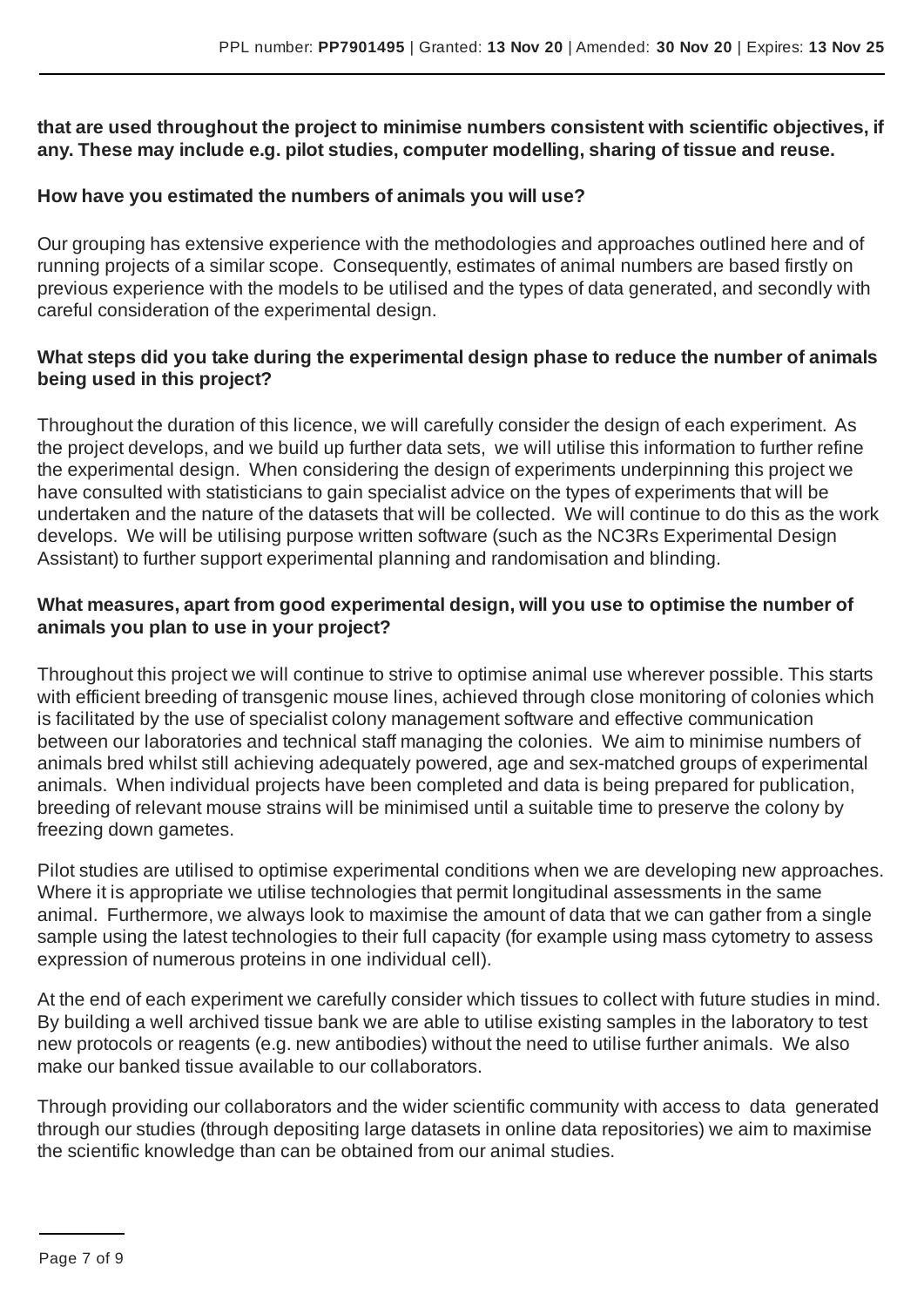**that are used throughout the project to minimise numbers consistent with scientific objectives, if any. These may include e.g. pilot studies, computer modelling, sharing of tissue and reuse.**

**How have you estimated the numbers of animals you will use?**

Our grouping has extensive experience with the methodologies and approaches outlined here and of running projects of a similar scope. Consequently, estimates of animal numbers are based firstly on previous experience with the models to be utilised and the types of data generated, and secondly with careful consideration of the experimental design.

**What steps did you take during the experimental design phase to reduce the number of animals being used in this project?**

Throughout the duration of this licence, we will carefully consider the design of each experiment. As the project develops, and we build up further data sets, we will utilise this information to further refine the experimental design. When considering the design of experiments underpinning this project we have consulted with statisticians to gain specialist advice on the types of experiments that will be undertaken and the nature of the datasets that will be collected. We will continue to do this as the work develops. We will be utilising purpose written software (such as the NC3Rs Experimental Design Assistant) to further support experimental planning and randomisation and blinding.

**What measures, apart from good experimental design, will you use to optimise the number of animals you plan to use in your project?**

Throughout this project we will continue to strive to optimise animal use wherever possible. This starts with efficient breeding of transgenic mouse lines, achieved through close monitoring of colonies which is facilitated by the use of specialist colony management software and effective communication between our laboratories and technical staff managing the colonies. We aim to minimise numbers of animals bred whilst still achieving adequately powered, age and sex-matched groups of experimental animals. When individual projects have been completed and data is being prepared for publication, breeding of relevant mouse strains will be minimised until a suitable time to preserve the colony by freezing down gametes.

Pilot studies are utilised to optimise experimental conditions when we are developing new approaches. Where it is appropriate we utilise technologies that permit longitudinal assessments in the same animal. Furthermore, we always look to maximise the amount of data that we can gather from a single sample using the latest technologies to their full capacity (for example using mass cytometry to assess expression of numerous proteins in one individual cell).

At the end of each experiment we carefully consider which tissues to collect with future studies in mind. By building a well archived tissue bank we are able to utilise existing samples in the laboratory to test new protocols or reagents (e.g. new antibodies) without the need to utilise further animals. We also make our banked tissue available to our collaborators.

Through providing our collaborators and the wider scientific community with access to data generated through our studies (through depositing large datasets in online data repositories) we aim to maximise the scientific knowledge than can be obtained from our animal studies.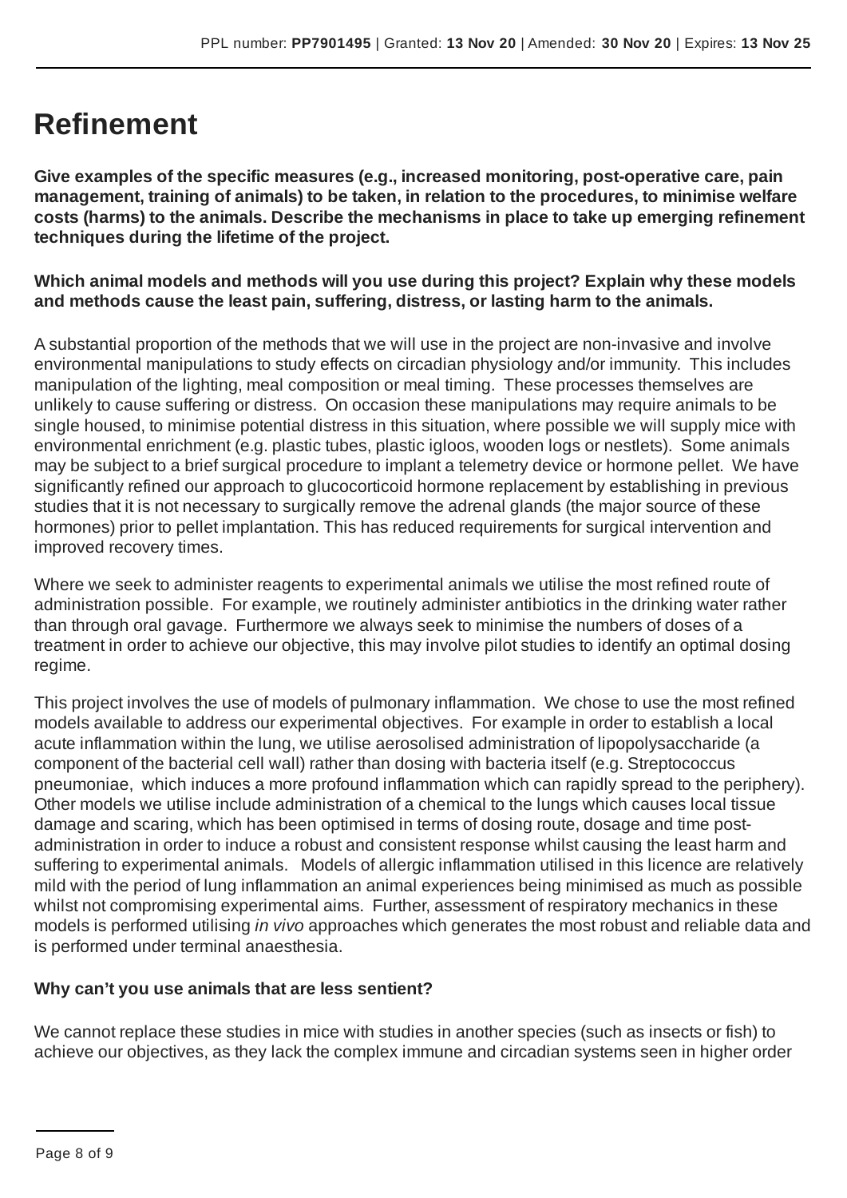# Refinement

**Give examples of the specific measures (e.g., increased monitoring, post-operative care, pain management, training of animals) to be taken, in relation to the procedures, to minimise welfare costs (harms) to the animals. Describe the mechanisms in place to take up emerging refinement techniques during the lifetime of the project.**

**Which animal models and methods will you use during this project? Explain why these models and methods cause the least pain, suffering, distress, or lasting harm to the animals.**

A substantial proportion of the methods that we will use in the project are non-invasive and involve environmental manipulations to study effects on circadian physiology and/or immunity. This includes manipulation of the lighting, meal composition or meal timing. These processes themselves are unlikely to cause suffering or distress. On occasion these manipulations may require animals to be single housed, to minimise potential distress in this situation, where possible we will supply mice with environmental enrichment (e.g. plastic tubes, plastic igloos, wooden logs or nestlets). Some animals may be subject to a brief surgical procedure to implant a telemetry device or hormone pellet. We have significantly refined our approach to glucocorticoid hormone replacement by establishing in previous studies that it is not necessary to surgically remove the adrenal glands (the major source of these hormones) prior to pellet implantation. This has reduced requirements for surgical intervention and improved recovery times.

Where we seek to administer reagents to experimental animals we utilise the most refined route of administration possible. For example, we routinely administer antibiotics in the drinking water rather than through oral gavage. Furthermore we always seek to minimise the numbers of doses of a treatment in order to achieve our objective, this may involve pilot studies to identify an optimal dosing regime.

This project involves the use of models of pulmonary inflammation. We chose to use the most refined models available to address our experimental objectives. For example in order to establish a local acute inflammation within the lung, we utilise aerosolised administration of lipopolysaccharide (a component of the bacterial cell wall) rather than dosing with bacteria itself (e.g. Streptococcus pneumoniae, which induces a more profound inflammation which can rapidly spread to the periphery). Other models we utilise include administration of a chemical to the lungs which causes local tissue damage and scaring, which has been optimised in terms of dosing route, dosage and time post-administration in order to induce a robust and consistent response whilst causing the least harm and suffering to experimental animals. Models of allergic inflammation utilised in this licence are relatively mild with the period of lung inflammation an animal experiences being minimised as much as possible whilst not compromising experimental aims. Further, assessment of respiratory mechanics in these models is performed utilising *in vivo* approaches which generates the most robust and reliable data and is performed under terminal anaesthesia.

**Why can't you use animals that are less sentient?**

We cannot replace these studies in mice with studies in another species (such as insects or fish) to achieve our objectives, as they lack the complex immune and circadian systems seen in higher order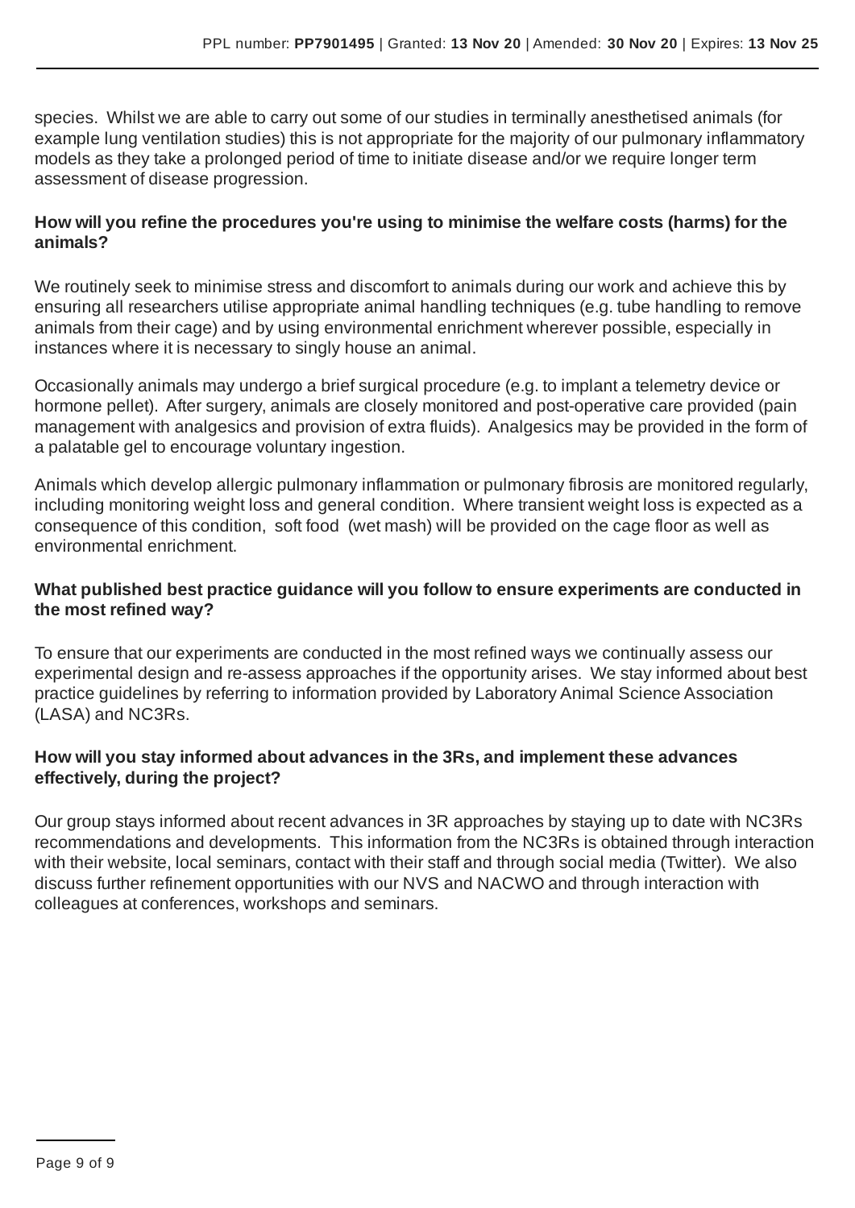species. Whilst we are able to carry out some of our studies in terminally anesthetised animals (for example lung ventilation studies) this is not appropriate for the majority of our pulmonary inflammatory models as they take a prolonged period of time to initiate disease and/or we require longer term assessment of disease progression.

**How will you refine the procedures you're using to minimise the welfare costs (harms) for the animals?**

We routinely seek to minimise stress and discomfort to animals during our work and achieve this by ensuring all researchers utilise appropriate animal handling techniques (e.g. tube handling to remove animals from their cage) and by using environmental enrichment wherever possible, especially in instances where it is necessary to singly house an animal.

Occasionally animals may undergo a brief surgical procedure (e.g. to implant a telemetry device or hormone pellet). After surgery, animals are closely monitored and post-operative care provided (pain management with analgesics and provision of extra fluids). Analgesics may be provided in the form of a palatable gel to encourage voluntary ingestion.

Animals which develop allergic pulmonary inflammation or pulmonary fibrosis are monitored regularly, including monitoring weight loss and general condition. Where transient weight loss is expected as a consequence of this condition, soft food (wet mash) will be provided on the cage floor as well as environmental enrichment.

**What published best practice guidance will you follow to ensure experiments are conducted in the most refined way?**

To ensure that our experiments are conducted in the most refined ways we continually assess our experimental design and re-assess approaches if the opportunity arises. We stay informed about best practice guidelines by referring to information provided by Laboratory Animal Science Association (LASA) and NC3Rs.

**How will you stay informed about advances in the 3Rs, and implement these advances effectively, during the project?**

Our group stays informed about recent advances in 3R approaches by staying up to date with NC3Rs recommendations and developments. This information from the NC3Rs is obtained through interaction with their website, local seminars, contact with their staff and through social media (Twitter). We also discuss further refinement opportunities with our NVS and NACWO and through interaction with colleagues at conferences, workshops and seminars.